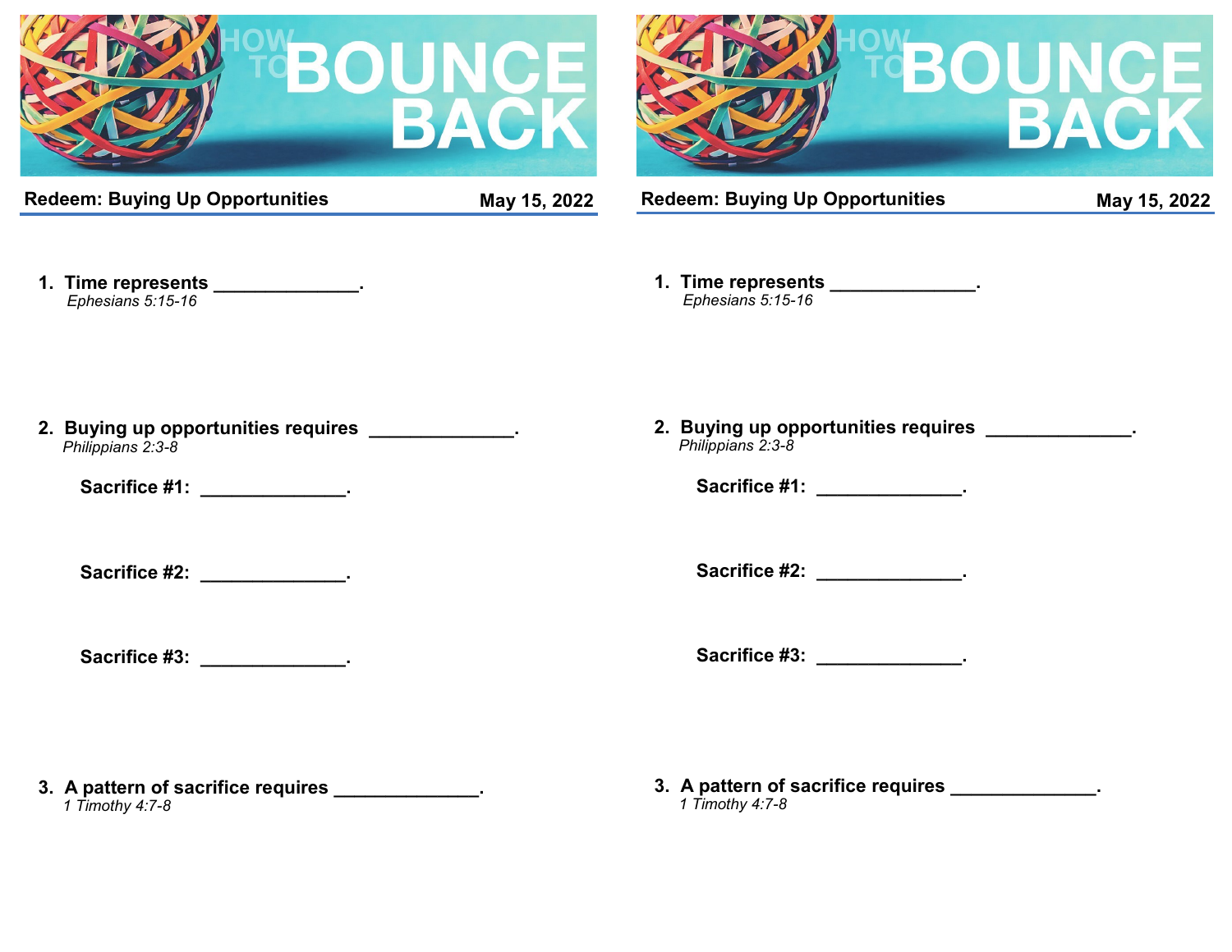# HOW TO BOUNCE BACK

**Redeem: Buying Up Opportunities** **May 15, 2022**

1. **Time represents _____________.**
   *Ephesians 5:15-16*

2. **Buying up opportunities requires _____________.**
   *Philippians 2:3-8*

   **Sacrifice #1: _____________.**

   **Sacrifice #2: _____________.**

   **Sacrifice #3: _____________.**

3. **A pattern of sacrifice requires _____________.**
   *1 Timothy 4:7-8*

# HOW TO BOUNCE BACK

**Redeem: Buying Up Opportunities** **May 15, 2022**

1. **Time represents _____________.**
   *Ephesians 5:15-16*

2. **Buying up opportunities requires _____________.**
   *Philippians 2:3-8*

   **Sacrifice #1: _____________.**

   **Sacrifice #2: _____________.**

   **Sacrifice #3: _____________.**

3. **A pattern of sacrifice requires _____________.**
   *1 Timothy 4:7-8*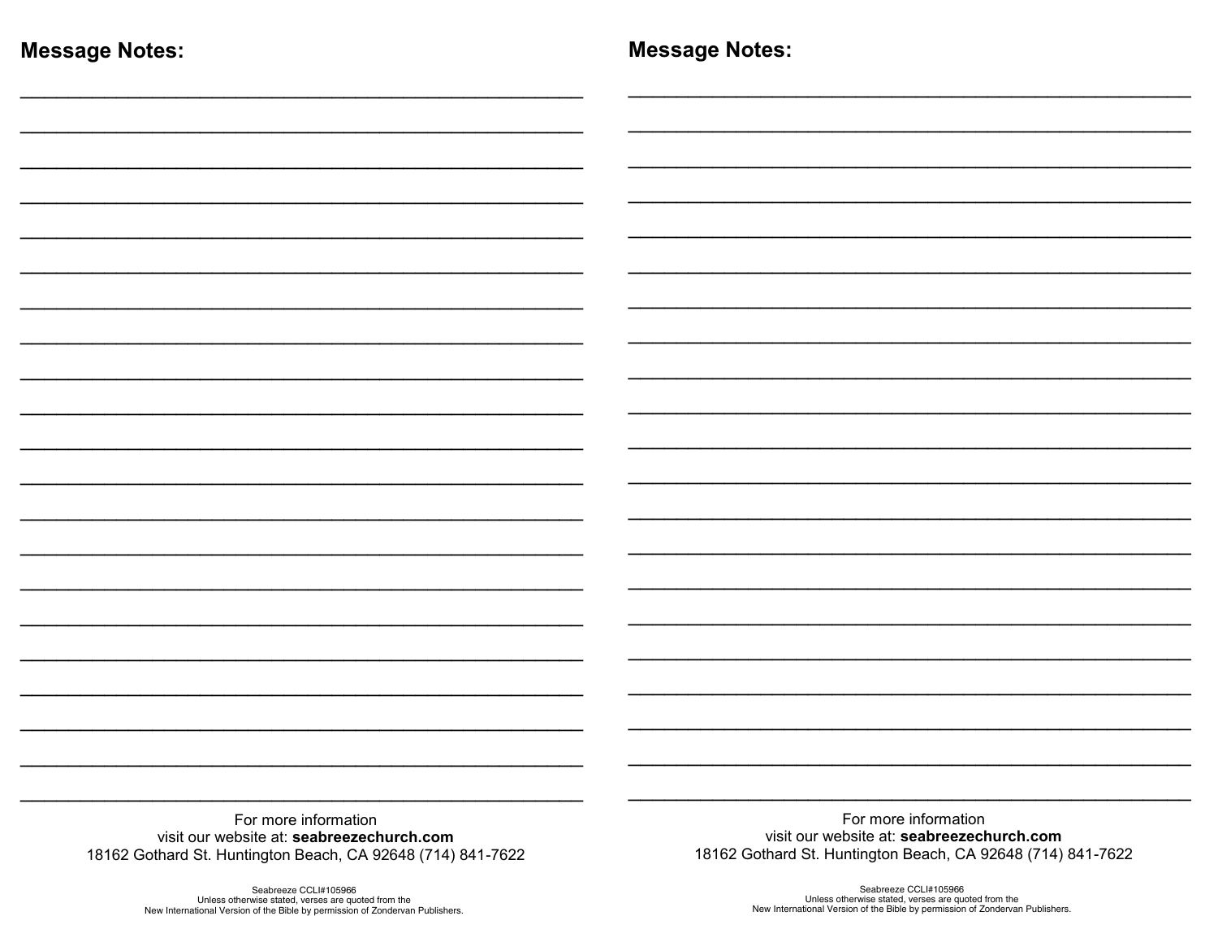## Message Notes:

For more information
visit our website at: **seabreezechurch.com**
18162 Gothard St. Huntington Beach, CA 92648 (714) 841-7622

Seabreeze CCLI#105966
Unless otherwise stated, verses are quoted from the
New International Version of the Bible by permission of Zondervan Publishers.

## Message Notes:

For more information
visit our website at: **seabreezechurch.com**
18162 Gothard St. Huntington Beach, CA 92648 (714) 841-7622

Seabreeze CCLI#105966
Unless otherwise stated, verses are quoted from the
New International Version of the Bible by permission of Zondervan Publishers.